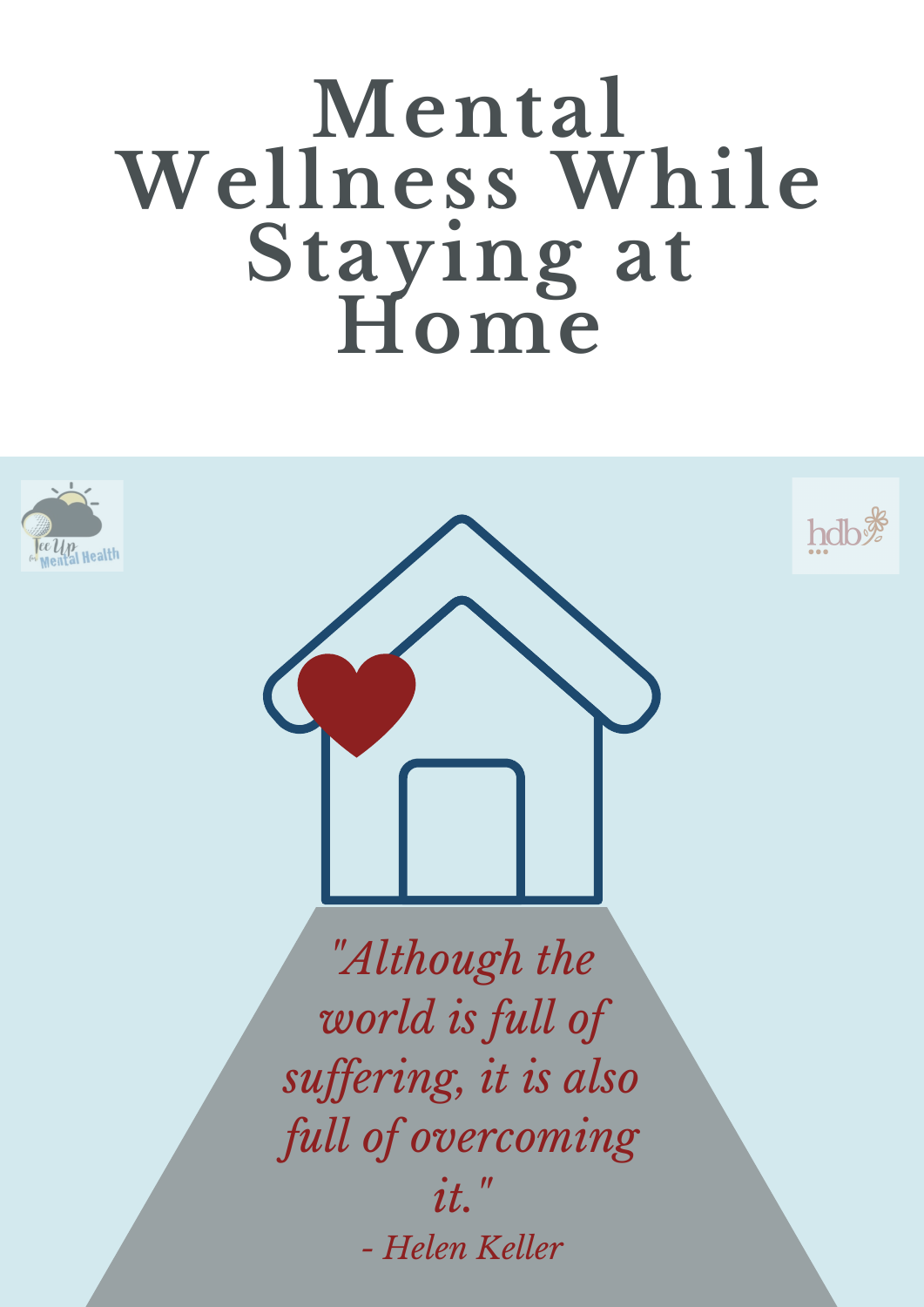# Mental Wellness While Staying at Home

Tee Up for Mental Health

hdb

*"Although the world is full of suffering, it is also full of overcoming it."*

*- Helen Keller*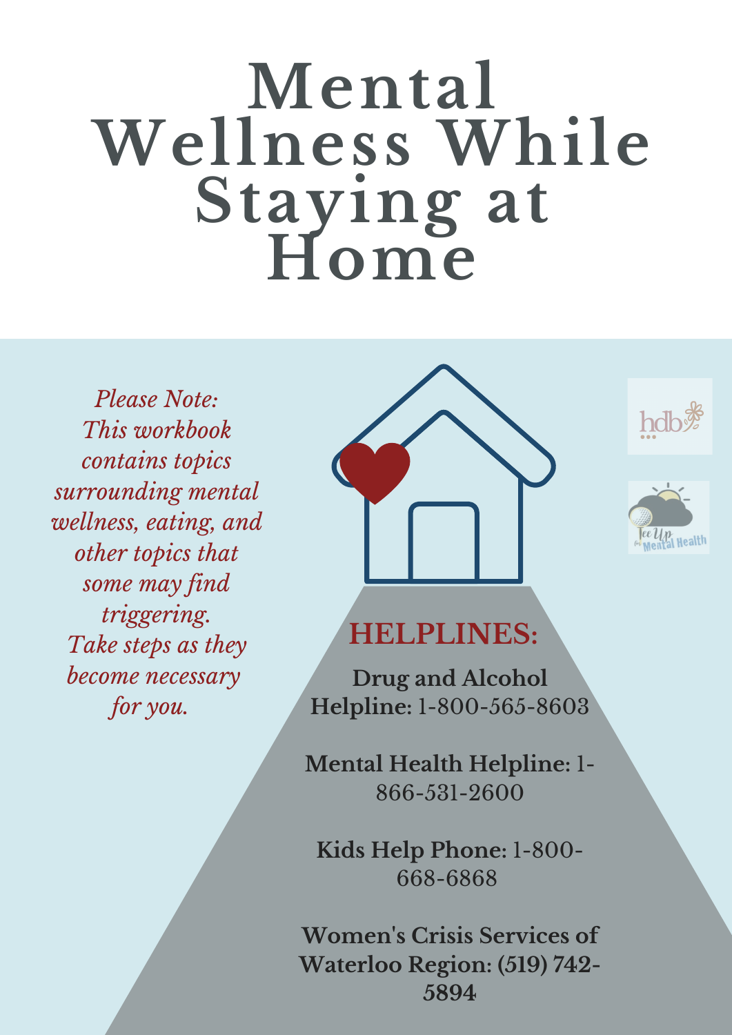# Mental Wellness While Staying at Home

*Please Note:*
*This workbook contains topics surrounding mental wellness, eating, and other topics that some may find triggering.*
*Take steps as they become necessary for you.*

## HELPLINES:

**Drug and Alcohol Helpline:** 1-800-565-8603

**Mental Health Helpline:** 1-866-531-2600

**Kids Help Phone:** 1-800-668-6868

**Women's Crisis Services of Waterloo Region: (519) 742-5894**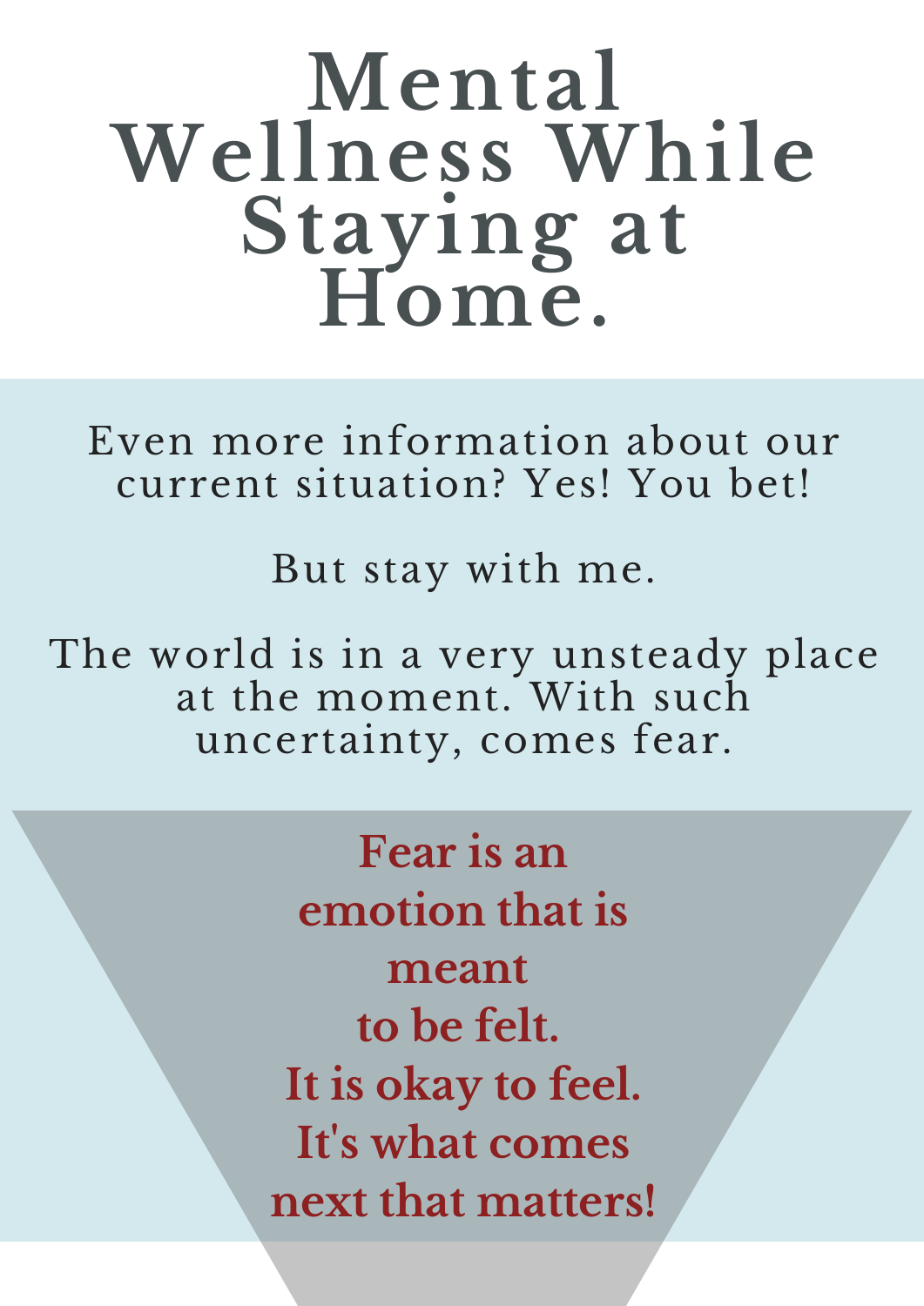# Mental Wellness While Staying at Home.

Even more information about our current situation? Yes! You bet!

But stay with me.

The world is in a very unsteady place at the moment. With such uncertainty, comes fear.

**Fear is an emotion that is meant to be felt. It is okay to feel. It's what comes next that matters!**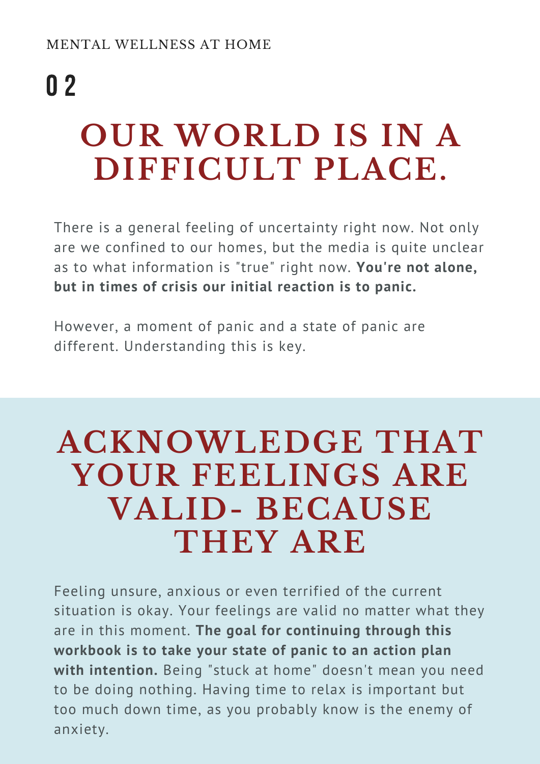MENTAL WELLNESS AT HOME

# 02

# OUR WORLD IS IN A DIFFICULT PLACE.

There is a general feeling of uncertainty right now. Not only are we confined to our homes, but the media is quite unclear as to what information is "true" right now. **You're not alone, but in times of crisis our initial reaction is to panic.**

However, a moment of panic and a state of panic are different. Understanding this is key.

# ACKNOWLEDGE THAT YOUR FEELINGS ARE VALID- BECAUSE THEY ARE

Feeling unsure, anxious or even terrified of the current situation is okay. Your feelings are valid no matter what they are in this moment. **The goal for continuing through this workbook is to take your state of panic to an action plan with intention.** Being "stuck at home" doesn't mean you need to be doing nothing. Having time to relax is important but too much down time, as you probably know is the enemy of anxiety.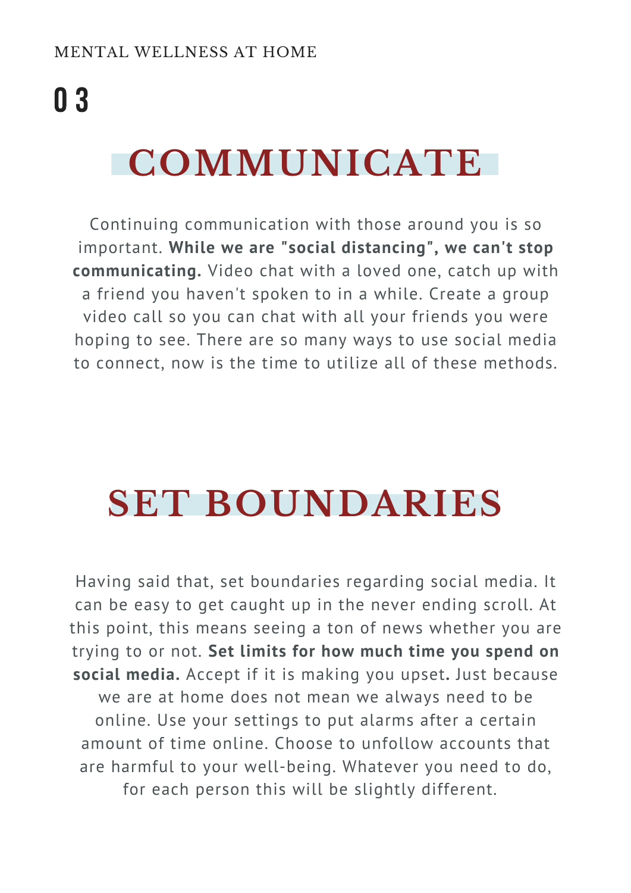MENTAL WELLNESS AT HOME

# 03

## COMMUNICATE

Continuing communication with those around you is so important. **While we are "social distancing", we can't stop communicating.** Video chat with a loved one, catch up with a friend you haven't spoken to in a while. Create a group video call so you can chat with all your friends you were hoping to see. There are so many ways to use social media to connect, now is the time to utilize all of these methods.

## SET BOUNDARIES

Having said that, set boundaries regarding social media. It can be easy to get caught up in the never ending scroll. At this point, this means seeing a ton of news whether you are trying to or not. **Set limits for how much time you spend on social media.** Accept if it is making you upset**.** Just because we are at home does not mean we always need to be online. Use your settings to put alarms after a certain amount of time online. Choose to unfollow accounts that are harmful to your well-being. Whatever you need to do, for each person this will be slightly different.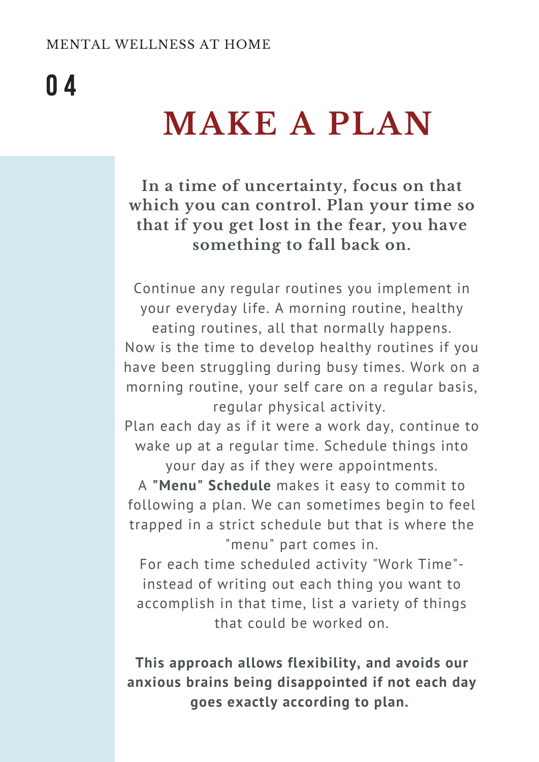MENTAL WELLNESS AT HOME

04

# MAKE A PLAN

**In a time of uncertainty, focus on that which you can control. Plan your time so that if you get lost in the fear, you have something to fall back on.**

Continue any regular routines you implement in your everyday life. A morning routine, healthy eating routines, all that normally happens.
Now is the time to develop healthy routines if you have been struggling during busy times. Work on a morning routine, your self care on a regular basis, regular physical activity.
Plan each day as if it were a work day, continue to wake up at a regular time. Schedule things into your day as if they were appointments.
A **"Menu" Schedule** makes it easy to commit to following a plan. We can sometimes begin to feel trapped in a strict schedule but that is where the "menu" part comes in.
For each time scheduled activity "Work Time"- instead of writing out each thing you want to accomplish in that time, list a variety of things that could be worked on.

**This approach allows flexibility, and avoids our anxious brains being disappointed if not each day goes exactly according to plan.**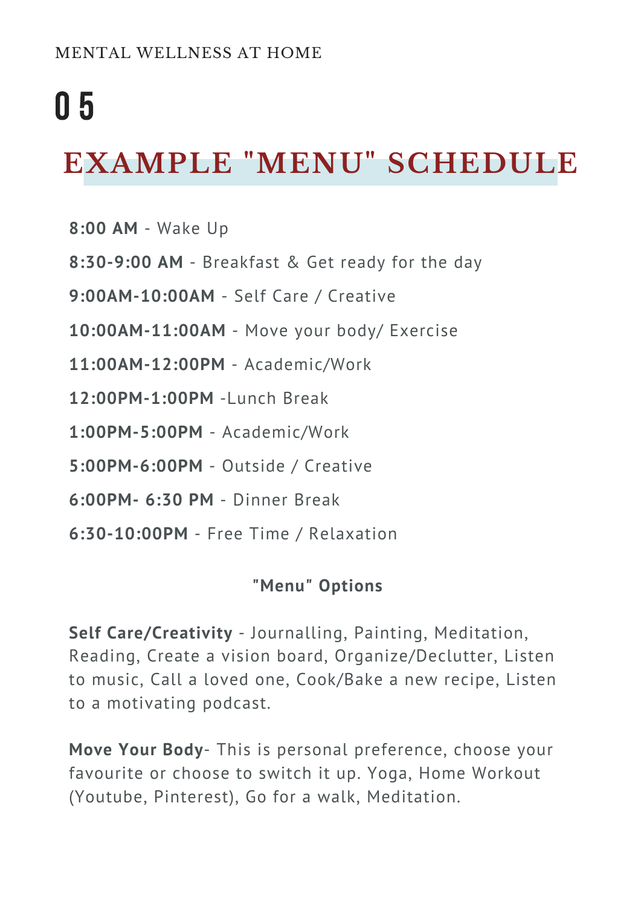MENTAL WELLNESS AT HOME

# 05

## EXAMPLE "MENU" SCHEDULE

**8:00 AM** - Wake Up

**8:30-9:00 AM** - Breakfast & Get ready for the day

**9:00AM-10:00AM** - Self Care / Creative

**10:00AM-11:00AM** - Move your body/ Exercise

**11:00AM-12:00PM** - Academic/Work

**12:00PM-1:00PM** -Lunch Break

**1:00PM-5:00PM** - Academic/Work

**5:00PM-6:00PM** - Outside / Creative

**6:00PM- 6:30 PM** - Dinner Break

**6:30-10:00PM** - Free Time / Relaxation

### "Menu" Options

**Self Care/Creativity** - Journalling, Painting, Meditation, Reading, Create a vision board, Organize/Declutter, Listen to music, Call a loved one, Cook/Bake a new recipe, Listen to a motivating podcast.

**Move Your Body**- This is personal preference, choose your favourite or choose to switch it up. Yoga, Home Workout (Youtube, Pinterest), Go for a walk, Meditation.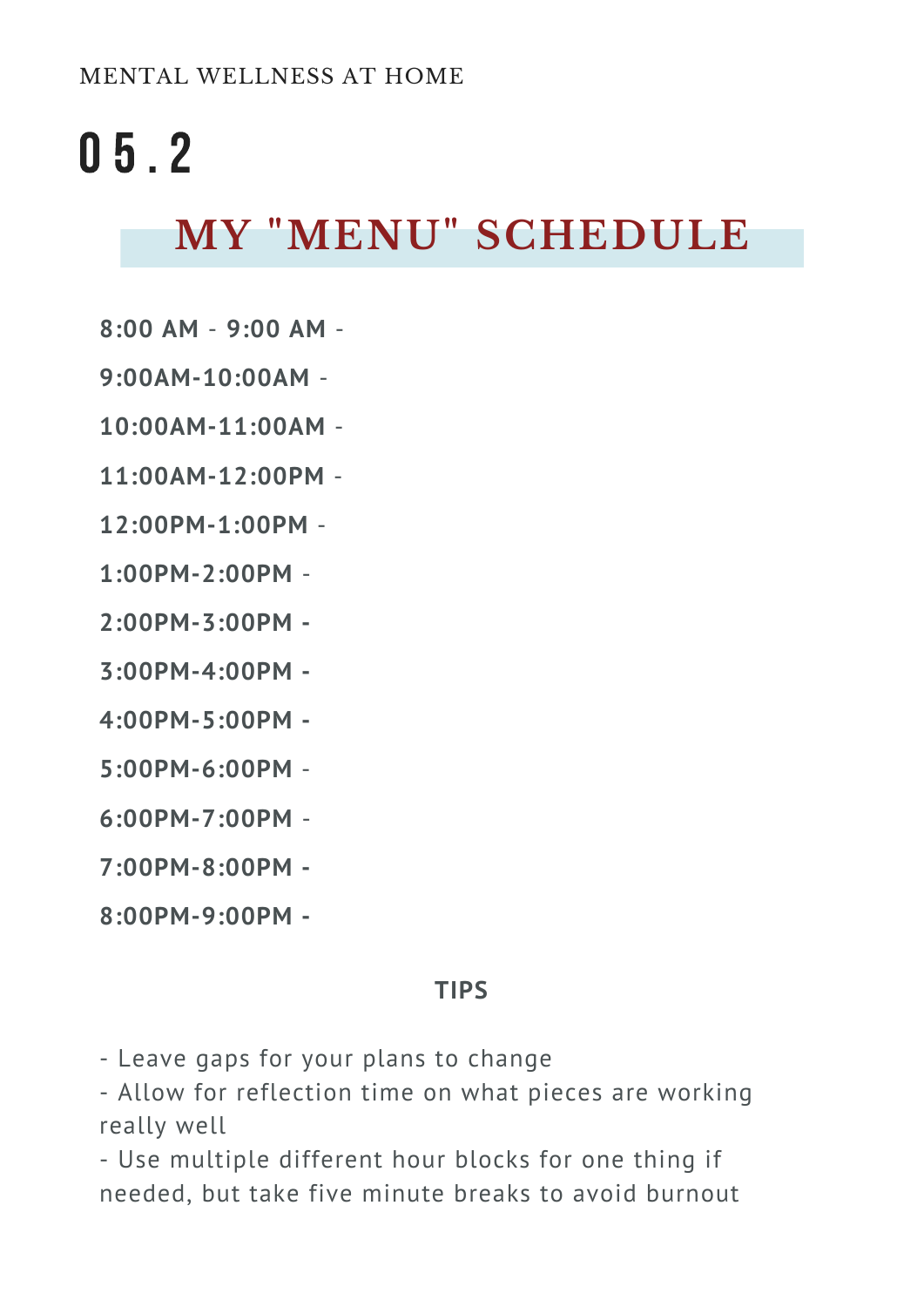MENTAL WELLNESS AT HOME

# 05.2

## MY "MENU" SCHEDULE

**8:00 AM - 9:00 AM** -

**9:00AM-10:00AM** -

**10:00AM-11:00AM** -

**11:00AM-12:00PM** -

**12:00PM-1:00PM** -

**1:00PM-2:00PM** -

**2:00PM-3:00PM -**

**3:00PM-4:00PM -**

**4:00PM-5:00PM -**

**5:00PM-6:00PM** -

**6:00PM-7:00PM** -

**7:00PM-8:00PM -**

**8:00PM-9:00PM -**

**TIPS**

- Leave gaps for your plans to change
- Allow for reflection time on what pieces are working really well
- Use multiple different hour blocks for one thing if needed, but take five minute breaks to avoid burnout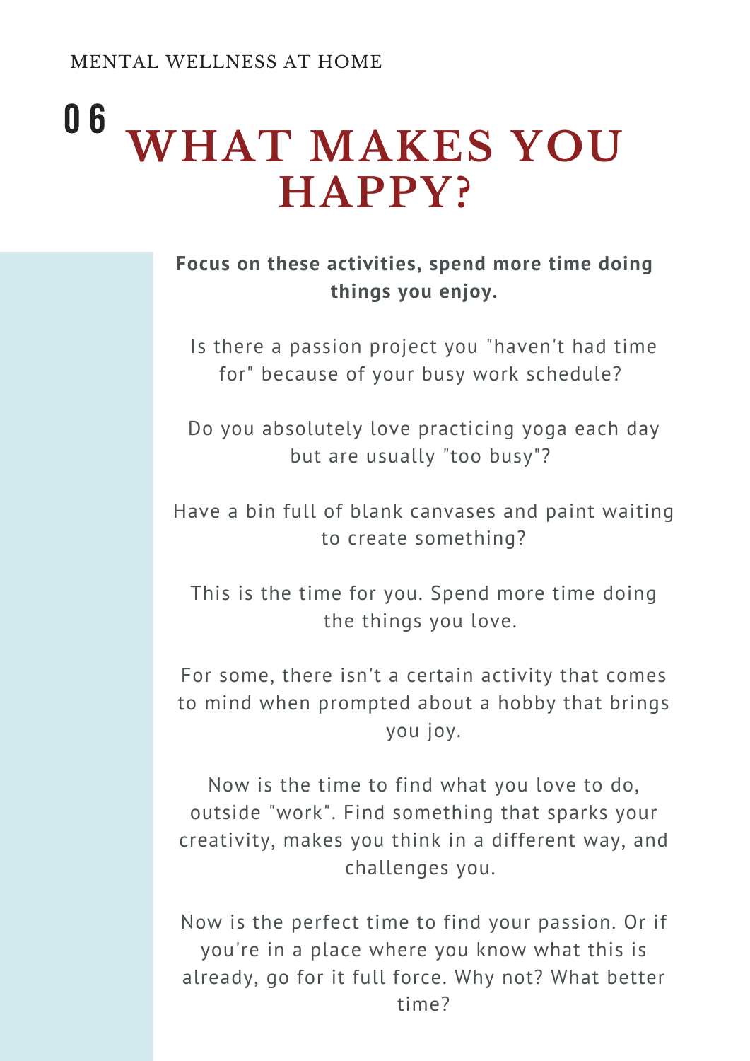MENTAL WELLNESS AT HOME

# 06 WHAT MAKES YOU HAPPY?

**Focus on these activities, spend more time doing things you enjoy.**

Is there a passion project you "haven't had time for" because of your busy work schedule?

Do you absolutely love practicing yoga each day but are usually "too busy"?

Have a bin full of blank canvases and paint waiting to create something?

This is the time for you. Spend more time doing the things you love.

For some, there isn't a certain activity that comes to mind when prompted about a hobby that brings you joy.

Now is the time to find what you love to do, outside "work". Find something that sparks your creativity, makes you think in a different way, and challenges you.

Now is the perfect time to find your passion. Or if you're in a place where you know what this is already, go for it full force. Why not? What better time?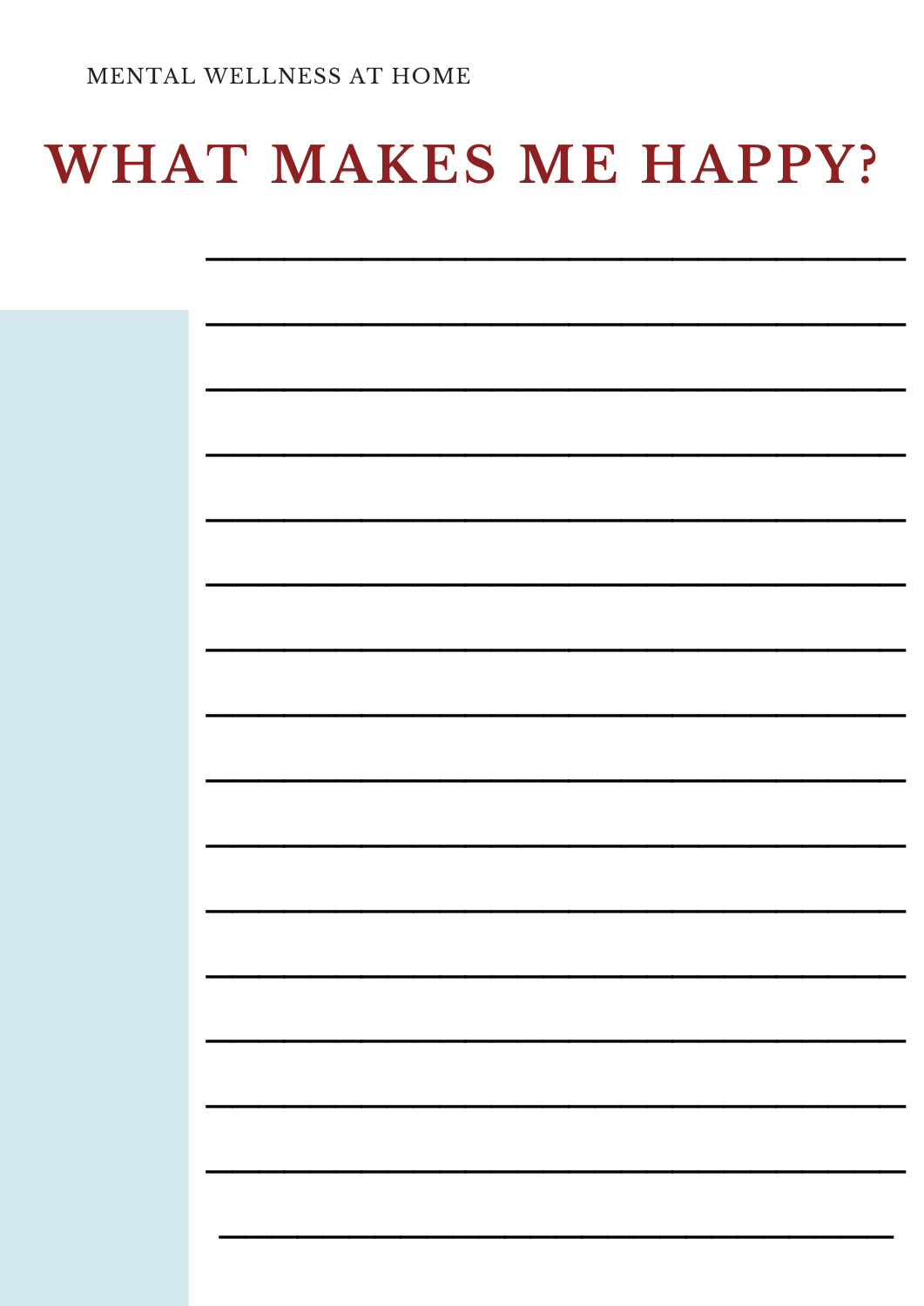MENTAL WELLNESS AT HOME

# WHAT MAKES ME HAPPY?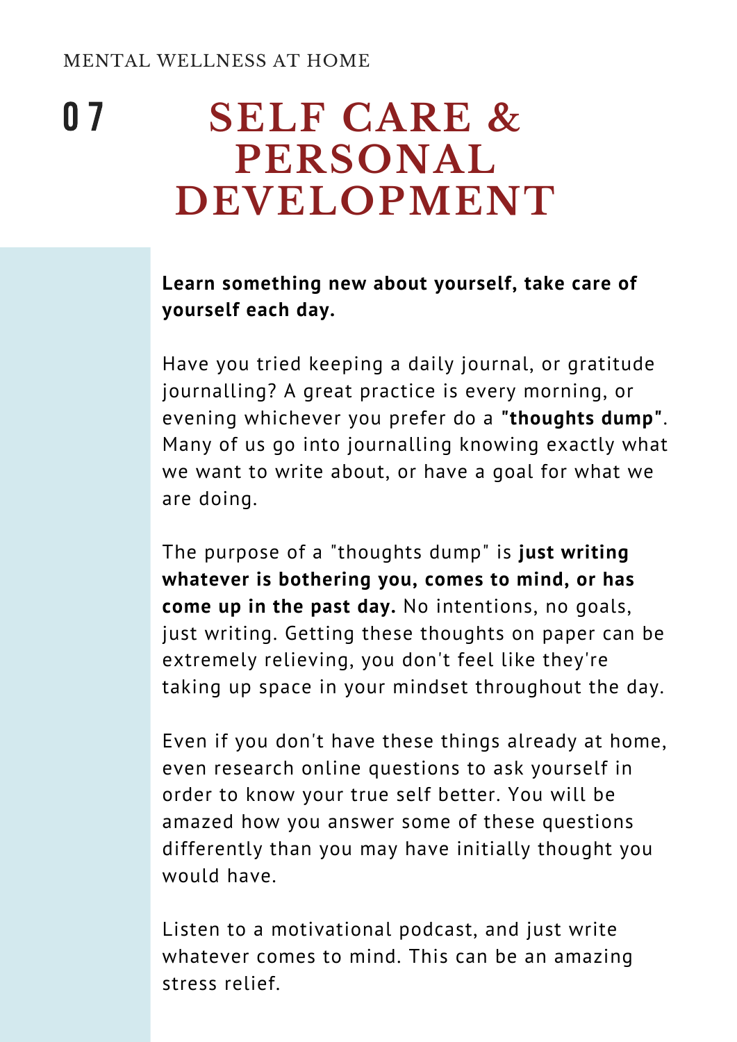MENTAL WELLNESS AT HOME

# 07 SELF CARE & PERSONAL DEVELOPMENT

**Learn something new about yourself, take care of yourself each day.**

Have you tried keeping a daily journal, or gratitude journalling? A great practice is every morning, or evening whichever you prefer do a **"thoughts dump"**. Many of us go into journalling knowing exactly what we want to write about, or have a goal for what we are doing.

The purpose of a "thoughts dump" is **just writing whatever is bothering you, comes to mind, or has come up in the past day.** No intentions, no goals, just writing. Getting these thoughts on paper can be extremely relieving, you don't feel like they're taking up space in your mindset throughout the day.

Even if you don't have these things already at home, even research online questions to ask yourself in order to know your true self better. You will be amazed how you answer some of these questions differently than you may have initially thought you would have.

Listen to a motivational podcast, and just write whatever comes to mind. This can be an amazing stress relief.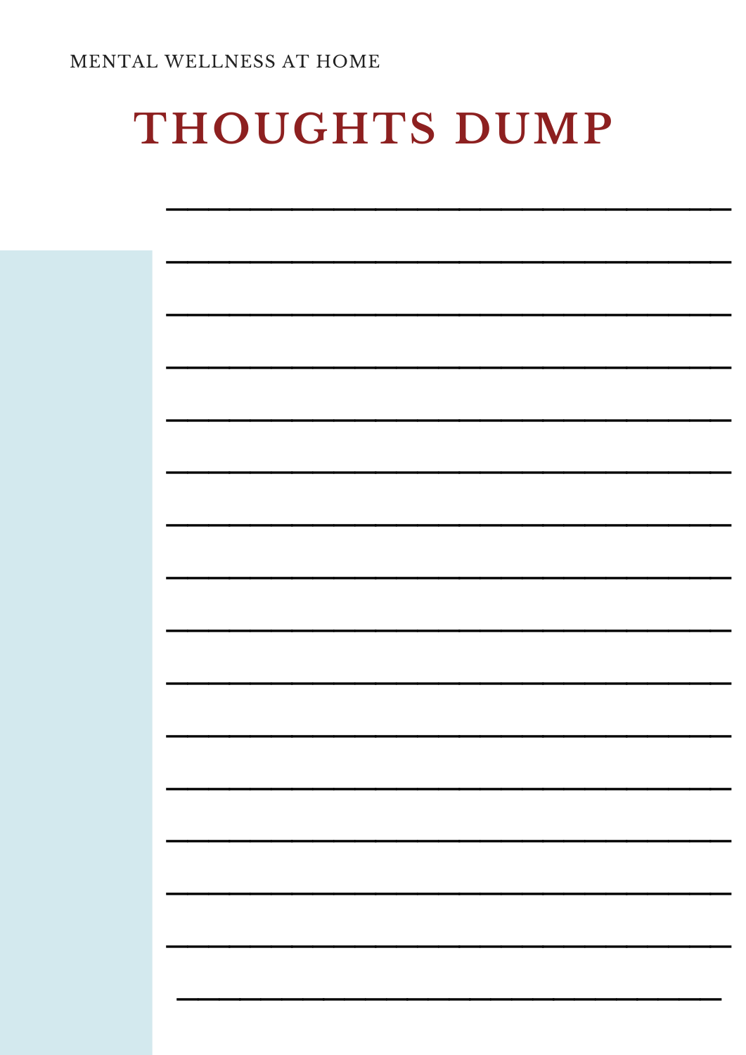MENTAL WELLNESS AT HOME

# THOUGHTS DUMP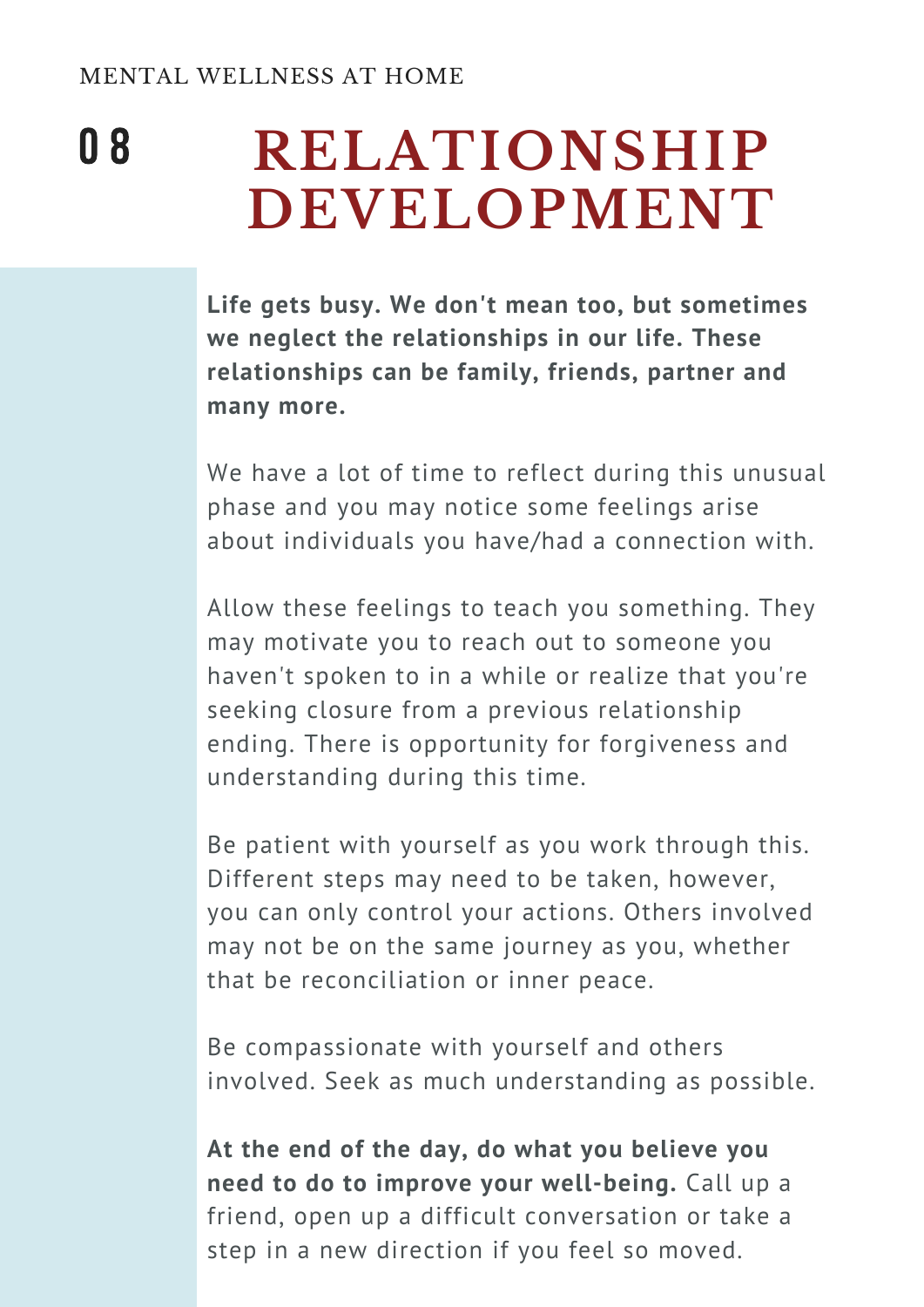MENTAL WELLNESS AT HOME

# 08 RELATIONSHIP DEVELOPMENT

**Life gets busy. We don't mean too, but sometimes we neglect the relationships in our life. These relationships can be family, friends, partner and many more.**

We have a lot of time to reflect during this unusual phase and you may notice some feelings arise about individuals you have/had a connection with.

Allow these feelings to teach you something. They may motivate you to reach out to someone you haven't spoken to in a while or realize that you're seeking closure from a previous relationship ending. There is opportunity for forgiveness and understanding during this time.

Be patient with yourself as you work through this. Different steps may need to be taken, however, you can only control your actions. Others involved may not be on the same journey as you, whether that be reconciliation or inner peace.

Be compassionate with yourself and others involved. Seek as much understanding as possible.

**At the end of the day, do what you believe you need to do to improve your well-being.** Call up a friend, open up a difficult conversation or take a step in a new direction if you feel so moved.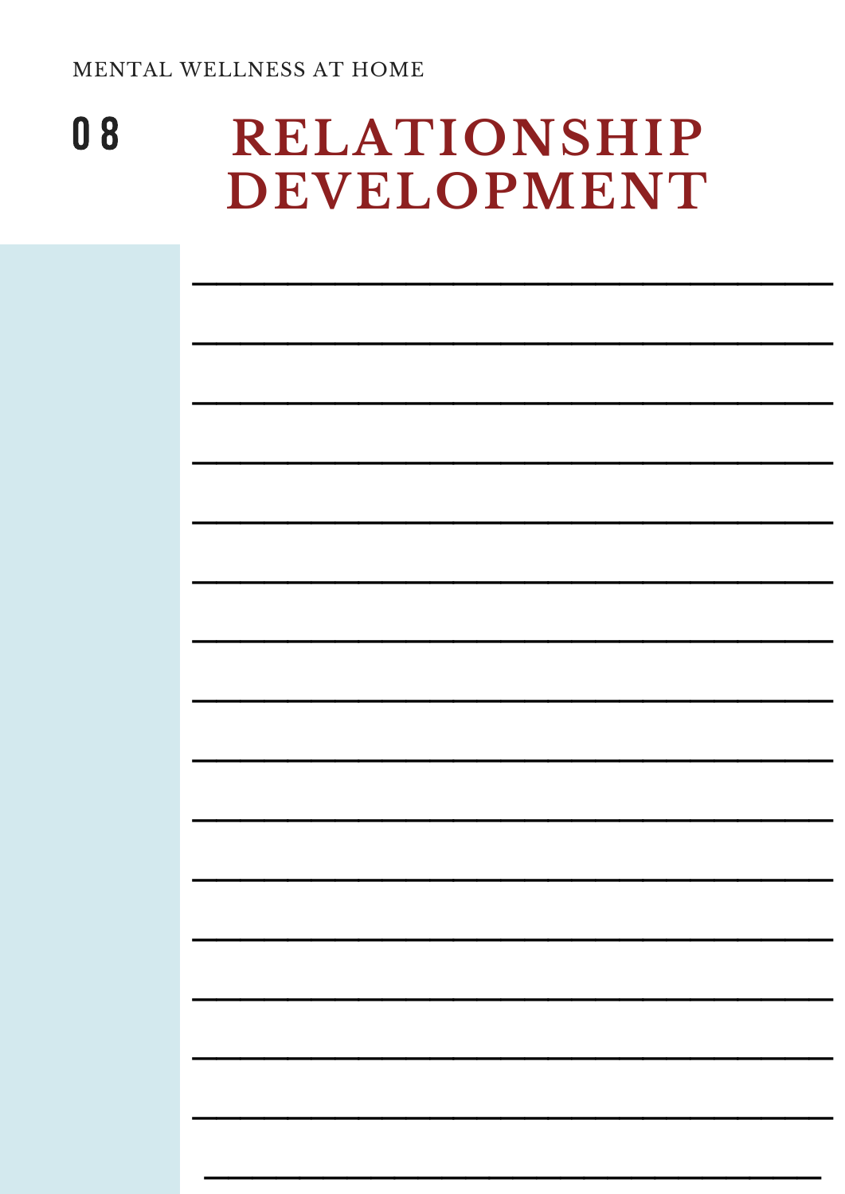MENTAL WELLNESS AT HOME

# 08 RELATIONSHIP DEVELOPMENT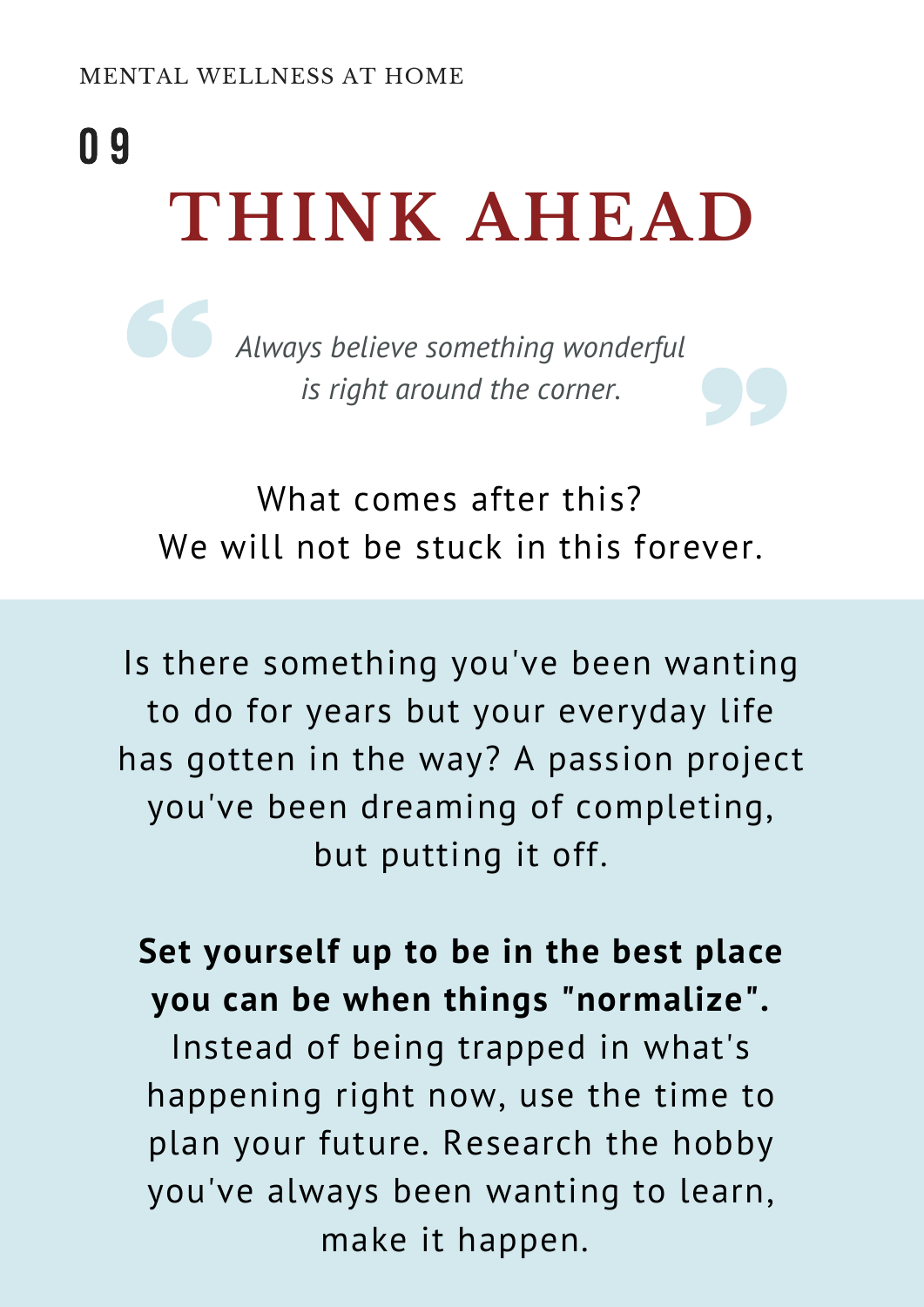# 09

# THINK AHEAD

> *Always believe something wonderful is right around the corner.*

What comes after this?
We will not be stuck in this forever.

Is there something you've been wanting to do for years but your everyday life has gotten in the way? A passion project you've been dreaming of completing, but putting it off.

**Set yourself up to be in the best place you can be when things "normalize".** Instead of being trapped in what's happening right now, use the time to plan your future. Research the hobby you've always been wanting to learn, make it happen.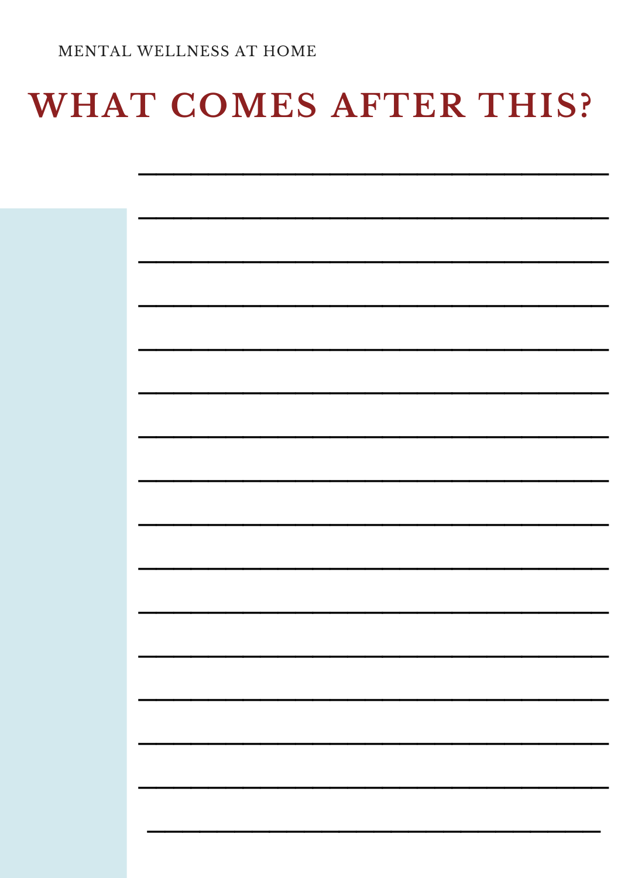MENTAL WELLNESS AT HOME

# WHAT COMES AFTER THIS?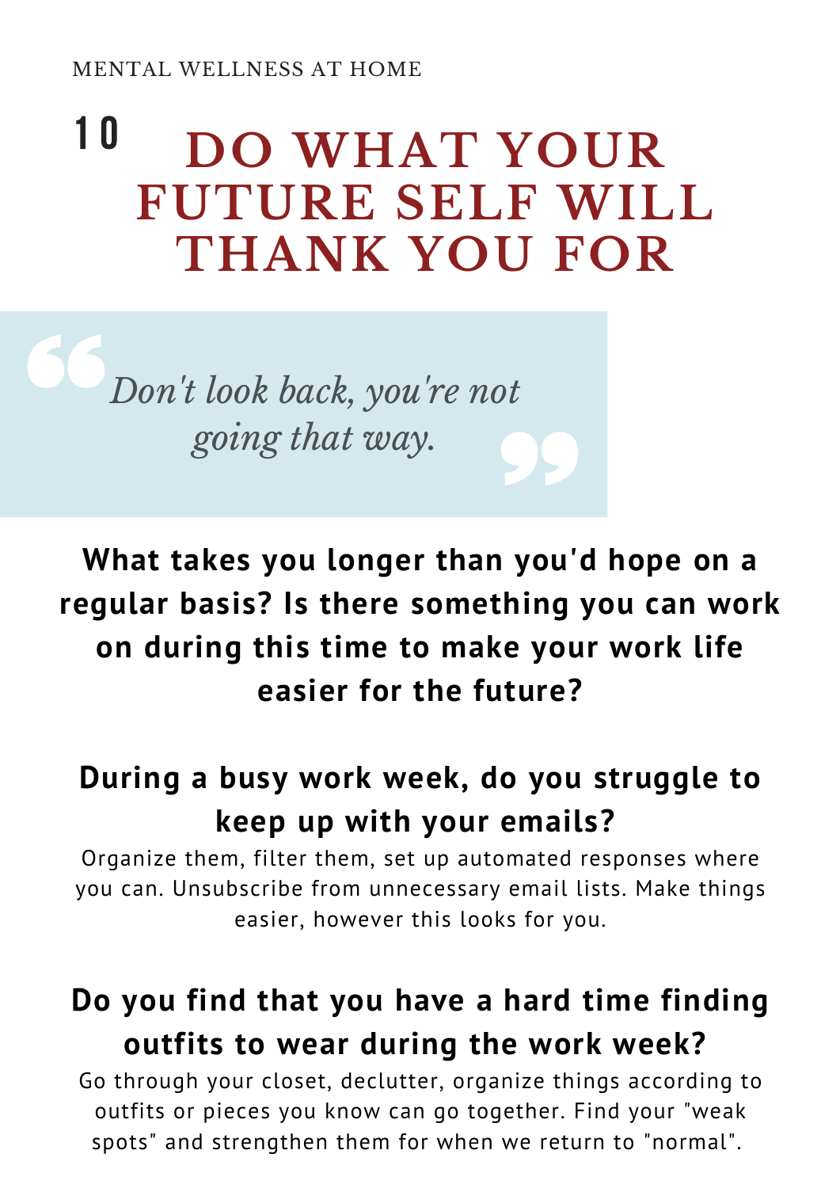MENTAL WELLNESS AT HOME

# 10 DO WHAT YOUR FUTURE SELF WILL THANK YOU FOR

> *Don't look back, you're not going that way.*

**What takes you longer than you'd hope on a regular basis? Is there something you can work on during this time to make your work life easier for the future?**

### During a busy work week, do you struggle to keep up with your emails?

Organize them, filter them, set up automated responses where you can. Unsubscribe from unnecessary email lists. Make things easier, however this looks for you.

### Do you find that you have a hard time finding outfits to wear during the work week?

Go through your closet, declutter, organize things according to outfits or pieces you know can go together. Find your "weak spots" and strengthen them for when we return to "normal".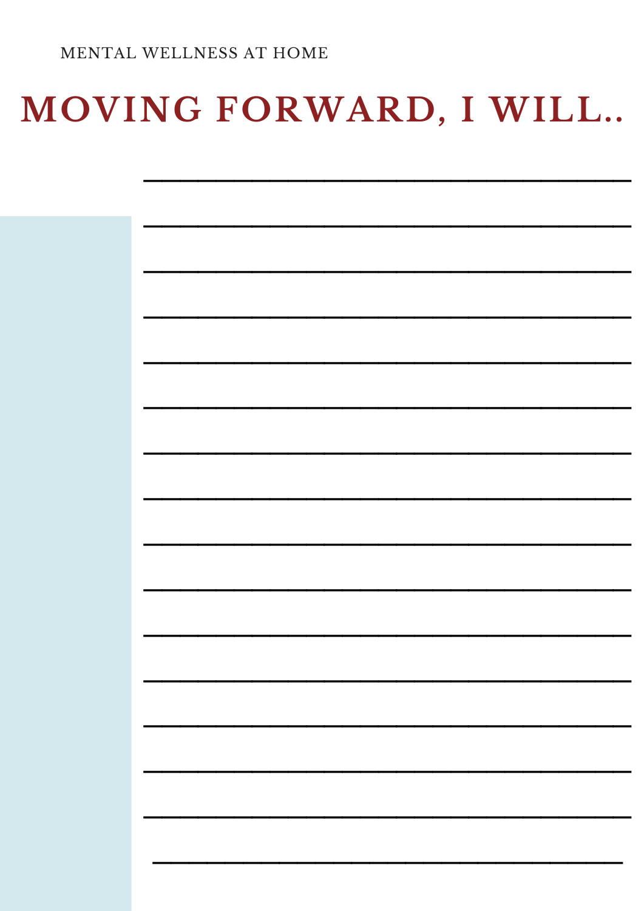MENTAL WELLNESS AT HOME

# MOVING FORWARD, I WILL..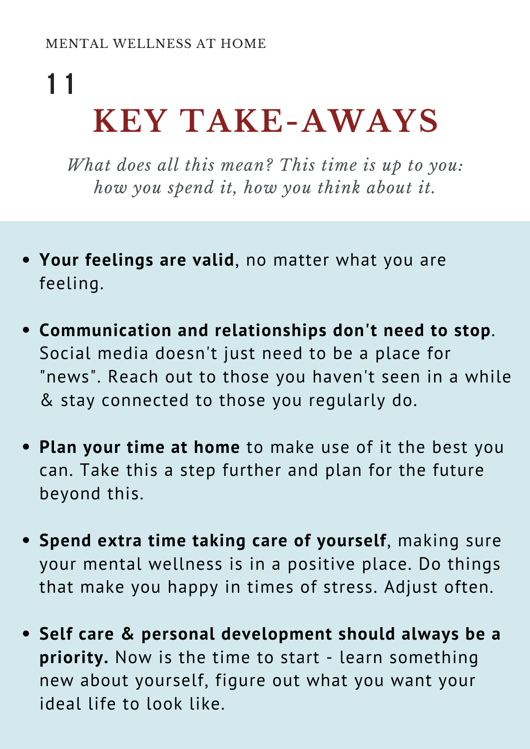MENTAL WELLNESS AT HOME

# 11 KEY TAKE-AWAYS

*What does all this mean? This time is up to you: how you spend it, how you think about it.*

- **Your feelings are valid**, no matter what you are feeling.
- **Communication and relationships don't need to stop**. Social media doesn't just need to be a place for "news". Reach out to those you haven't seen in a while & stay connected to those you regularly do.
- **Plan your time at home** to make use of it the best you can. Take this a step further and plan for the future beyond this.
- **Spend extra time taking care of yourself**, making sure your mental wellness is in a positive place. Do things that make you happy in times of stress. Adjust often.
- **Self care & personal development should always be a priority.** Now is the time to start - learn something new about yourself, figure out what you want your ideal life to look like.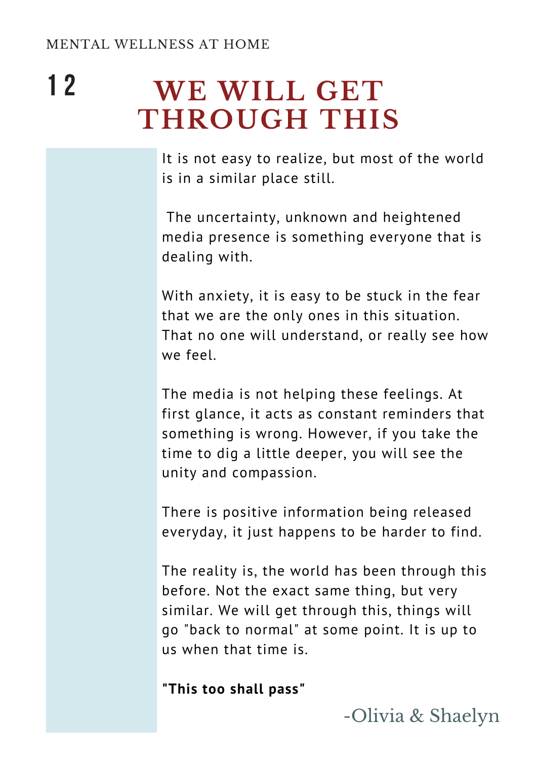# 12 WE WILL GET THROUGH THIS

It is not easy to realize, but most of the world is in a similar place still.

The uncertainty, unknown and heightened media presence is something everyone that is dealing with.

With anxiety, it is easy to be stuck in the fear that we are the only ones in this situation. That no one will understand, or really see how we feel.

The media is not helping these feelings. At first glance, it acts as constant reminders that something is wrong. However, if you take the time to dig a little deeper, you will see the unity and compassion.

There is positive information being released everyday, it just happens to be harder to find.

The reality is, the world has been through this before. Not the exact same thing, but very similar. We will get through this, things will go "back to normal" at some point. It is up to us when that time is.

**"This too shall pass"**

-Olivia & Shaelyn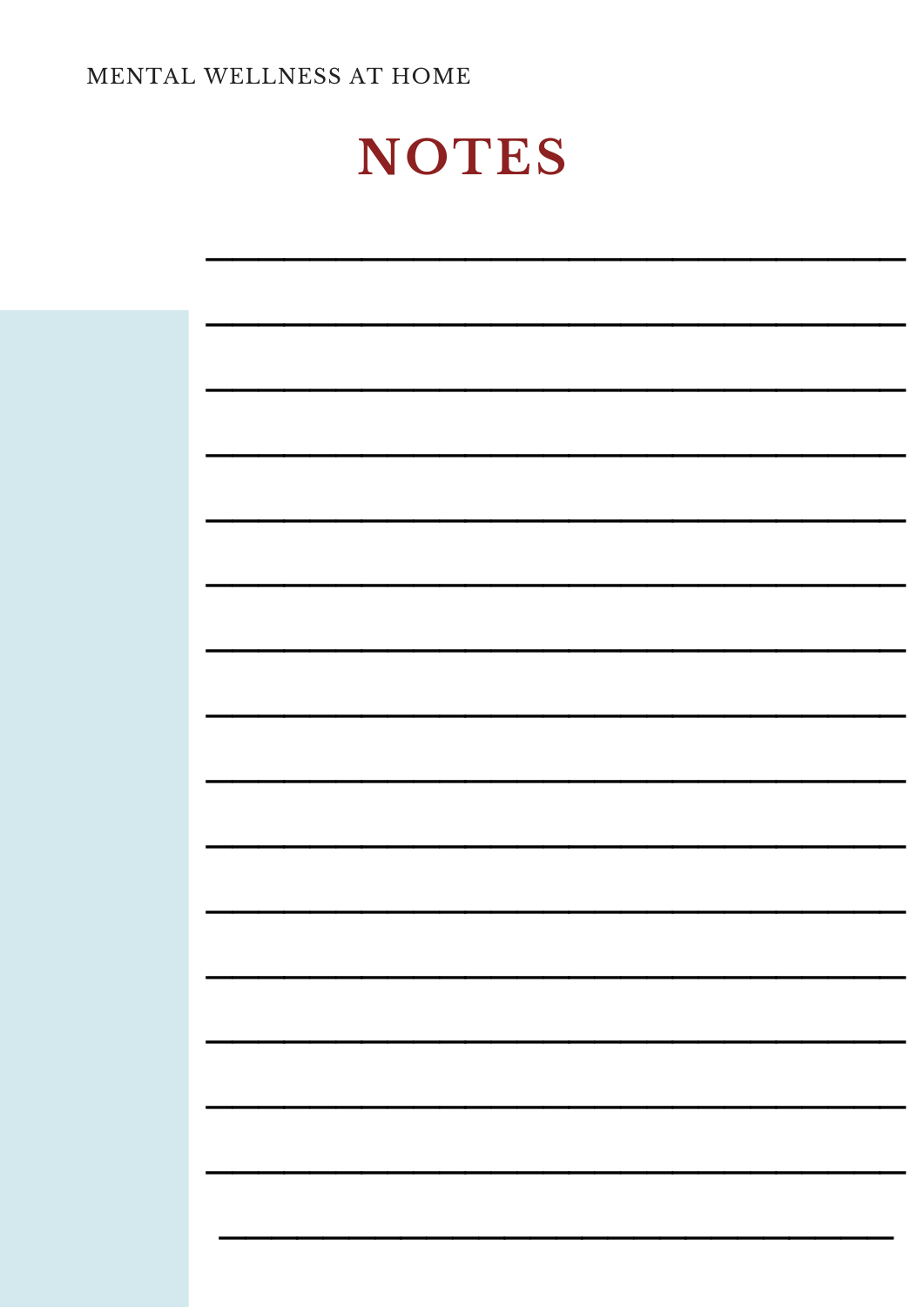# NOTES